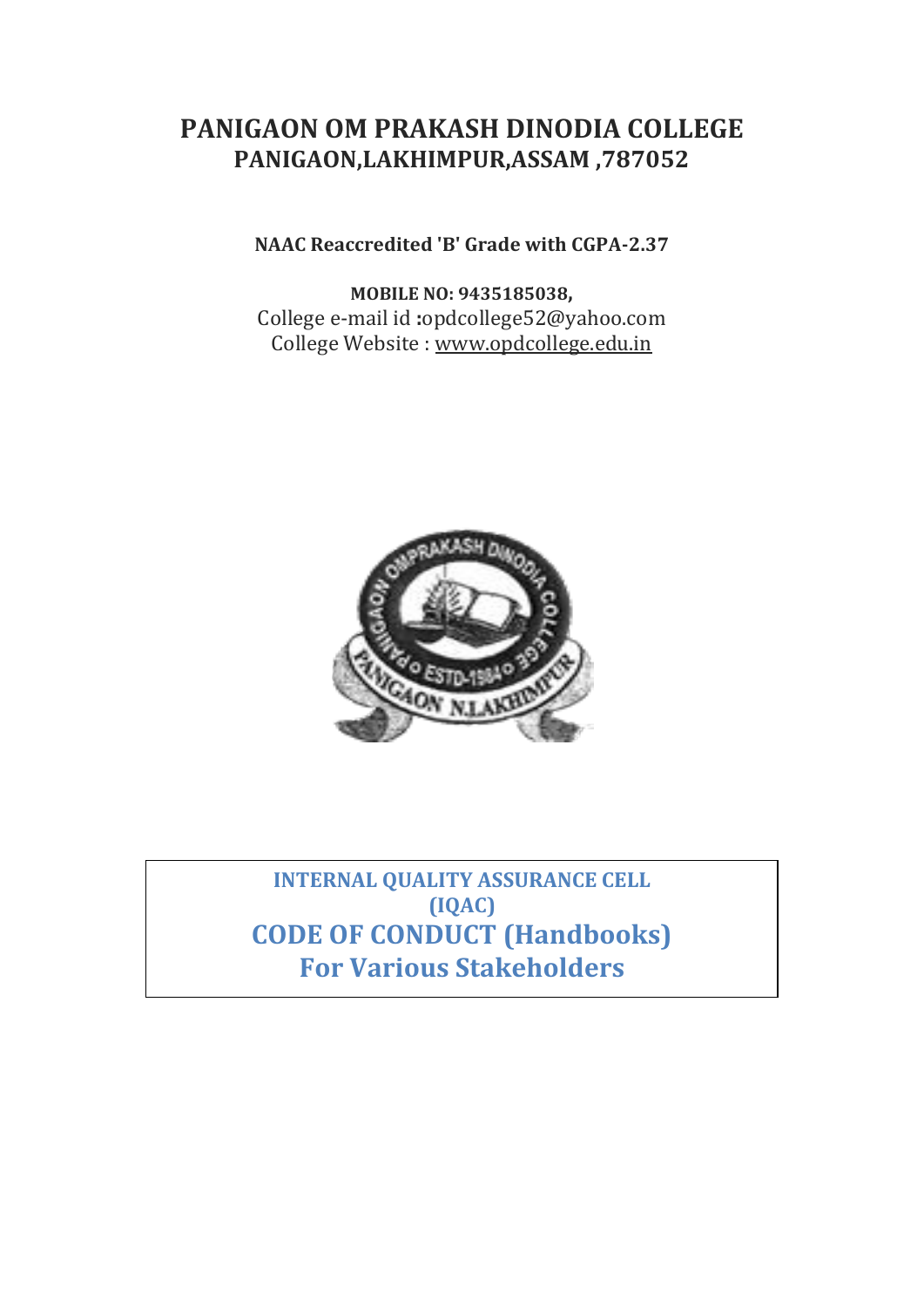# PANIGAON OM PRAKASH DINODIA COLLEGE
## PANIGAON,LAKHIMPUR,ASSAM ,787052

**NAAC Reaccredited 'B' Grade with CGPA-2.37**

**MOBILE NO: 9435185038,**
College e-mail id **:**opdcollege52@yahoo.com
College Website : www.opdcollege.edu.in

**INTERNAL QUALITY ASSURANCE CELL (IQAC)**

## CODE OF CONDUCT (Handbooks)
## For Various Stakeholders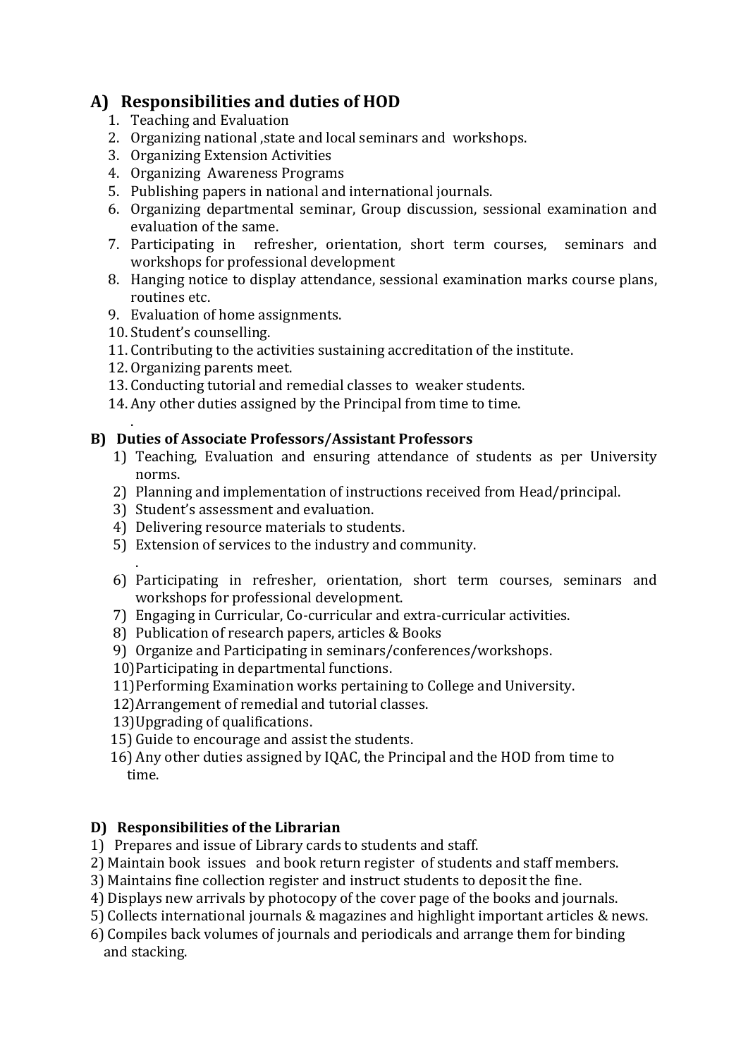## A) Responsibilities and duties of HOD

1. Teaching and Evaluation
2. Organizing national ,state and local seminars and workshops.
3. Organizing Extension Activities
4. Organizing Awareness Programs
5. Publishing papers in national and international journals.
6. Organizing departmental seminar, Group discussion, sessional examination and evaluation of the same.
7. Participating in refresher, orientation, short term courses, seminars and workshops for professional development
8. Hanging notice to display attendance, sessional examination marks course plans, routines etc.
9. Evaluation of home assignments.
10. Student's counselling.
11. Contributing to the activities sustaining accreditation of the institute.
12. Organizing parents meet.
13. Conducting tutorial and remedial classes to weaker students.
14. Any other duties assigned by the Principal from time to time.

.

### B) Duties of Associate Professors/Assistant Professors

1) Teaching, Evaluation and ensuring attendance of students as per University norms.
2) Planning and implementation of instructions received from Head/principal.
3) Student's assessment and evaluation.
4) Delivering resource materials to students.
5) Extension of services to the industry and community.

.

6) Participating in refresher, orientation, short term courses, seminars and workshops for professional development.
7) Engaging in Curricular, Co-curricular and extra-curricular activities.
8) Publication of research papers, articles & Books
9) Organize and Participating in seminars/conferences/workshops.
10) Participating in departmental functions.
11) Performing Examination works pertaining to College and University.
12) Arrangement of remedial and tutorial classes.
13) Upgrading of qualifications.
15) Guide to encourage and assist the students.
16) Any other duties assigned by IQAC, the Principal and the HOD from time to time.

### D) Responsibilities of the Librarian

1) Prepares and issue of Library cards to students and staff.
2) Maintain book issues and book return register of students and staff members.
3) Maintains fine collection register and instruct students to deposit the fine.
4) Displays new arrivals by photocopy of the cover page of the books and journals.
5) Collects international journals & magazines and highlight important articles & news.
6) Compiles back volumes of journals and periodicals and arrange them for binding and stacking.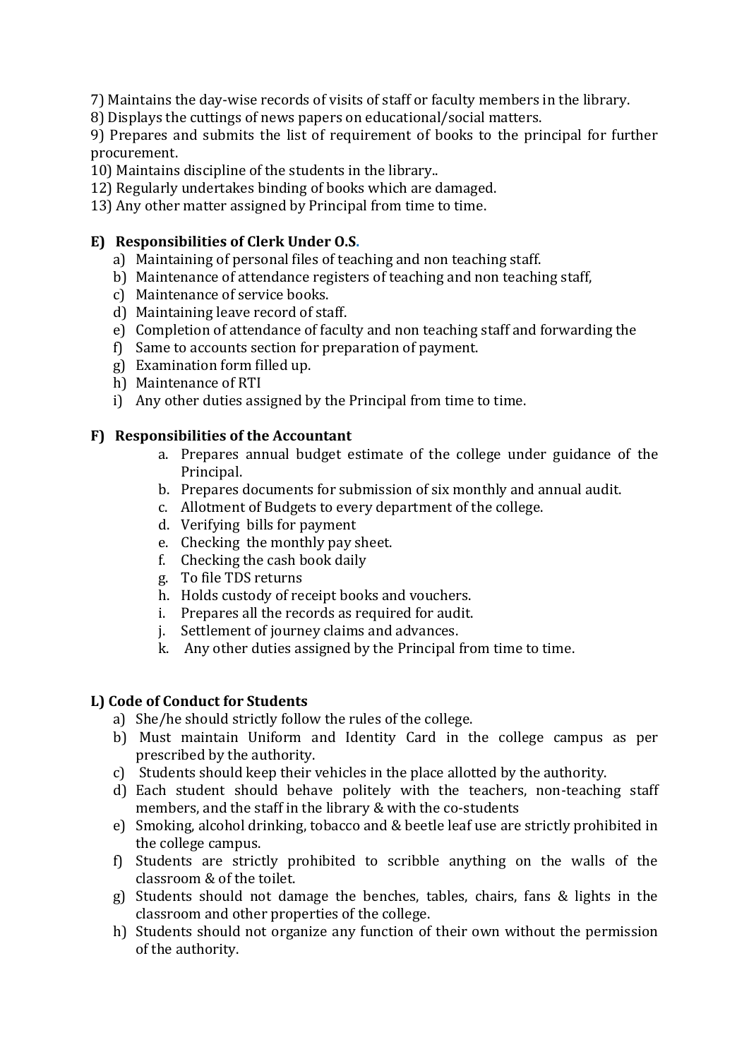7) Maintains the day-wise records of visits of staff or faculty members in the library.
8) Displays the cuttings of news papers on educational/social matters.
9) Prepares and submits the list of requirement of books to the principal for further procurement.
10) Maintains discipline of the students in the library..
12) Regularly undertakes binding of books which are damaged.
13) Any other matter assigned by Principal from time to time.

### E) Responsibilities of Clerk Under O.S.

a) Maintaining of personal files of teaching and non teaching staff.
b) Maintenance of attendance registers of teaching and non teaching staff,
c) Maintenance of service books.
d) Maintaining leave record of staff.
e) Completion of attendance of faculty and non teaching staff and forwarding the
f) Same to accounts section for preparation of payment.
g) Examination form filled up.
h) Maintenance of RTI
i) Any other duties assigned by the Principal from time to time.

### F) Responsibilities of the Accountant

a. Prepares annual budget estimate of the college under guidance of the Principal.
b. Prepares documents for submission of six monthly and annual audit.
c. Allotment of Budgets to every department of the college.
d. Verifying bills for payment
e. Checking the monthly pay sheet.
f. Checking the cash book daily
g. To file TDS returns
h. Holds custody of receipt books and vouchers.
i. Prepares all the records as required for audit.
j. Settlement of journey claims and advances.
k. Any other duties assigned by the Principal from time to time.

### L) Code of Conduct for Students

a) She/he should strictly follow the rules of the college.
b) Must maintain Uniform and Identity Card in the college campus as per prescribed by the authority.
c) Students should keep their vehicles in the place allotted by the authority.
d) Each student should behave politely with the teachers, non-teaching staff members, and the staff in the library & with the co-students
e) Smoking, alcohol drinking, tobacco and & beetle leaf use are strictly prohibited in the college campus.
f) Students are strictly prohibited to scribble anything on the walls of the classroom & of the toilet.
g) Students should not damage the benches, tables, chairs, fans & lights in the classroom and other properties of the college.
h) Students should not organize any function of their own without the permission of the authority.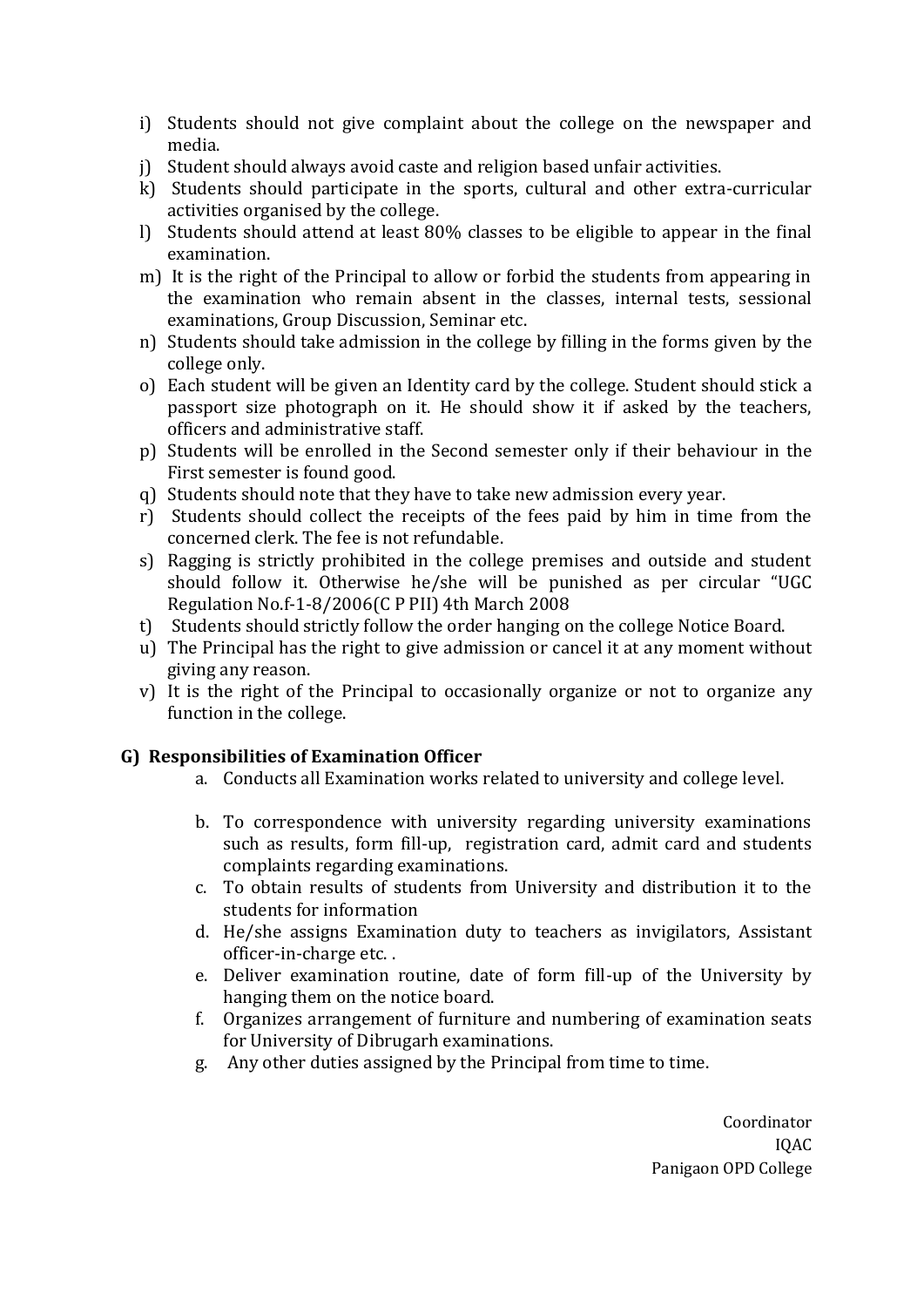i) Students should not give complaint about the college on the newspaper and media.
j) Student should always avoid caste and religion based unfair activities.
k) Students should participate in the sports, cultural and other extra-curricular activities organised by the college.
l) Students should attend at least 80% classes to be eligible to appear in the final examination.
m) It is the right of the Principal to allow or forbid the students from appearing in the examination who remain absent in the classes, internal tests, sessional examinations, Group Discussion, Seminar etc.
n) Students should take admission in the college by filling in the forms given by the college only.
o) Each student will be given an Identity card by the college. Student should stick a passport size photograph on it. He should show it if asked by the teachers, officers and administrative staff.
p) Students will be enrolled in the Second semester only if their behaviour in the First semester is found good.
q) Students should note that they have to take new admission every year.
r) Students should collect the receipts of the fees paid by him in time from the concerned clerk. The fee is not refundable.
s) Ragging is strictly prohibited in the college premises and outside and student should follow it. Otherwise he/she will be punished as per circular "UGC Regulation No.f-1-8/2006(C P PII) 4th March 2008
t) Students should strictly follow the order hanging on the college Notice Board.
u) The Principal has the right to give admission or cancel it at any moment without giving any reason.
v) It is the right of the Principal to occasionally organize or not to organize any function in the college.

## G) Responsibilities of Examination Officer

a. Conducts all Examination works related to university and college level.
b. To correspondence with university regarding university examinations such as results, form fill-up, registration card, admit card and students complaints regarding examinations.
c. To obtain results of students from University and distribution it to the students for information
d. He/she assigns Examination duty to teachers as invigilators, Assistant officer-in-charge etc. .
e. Deliver examination routine, date of form fill-up of the University by hanging them on the notice board.
f. Organizes arrangement of furniture and numbering of examination seats for University of Dibrugarh examinations.
g. Any other duties assigned by the Principal from time to time.

Coordinator
IQAC
Panigaon OPD College